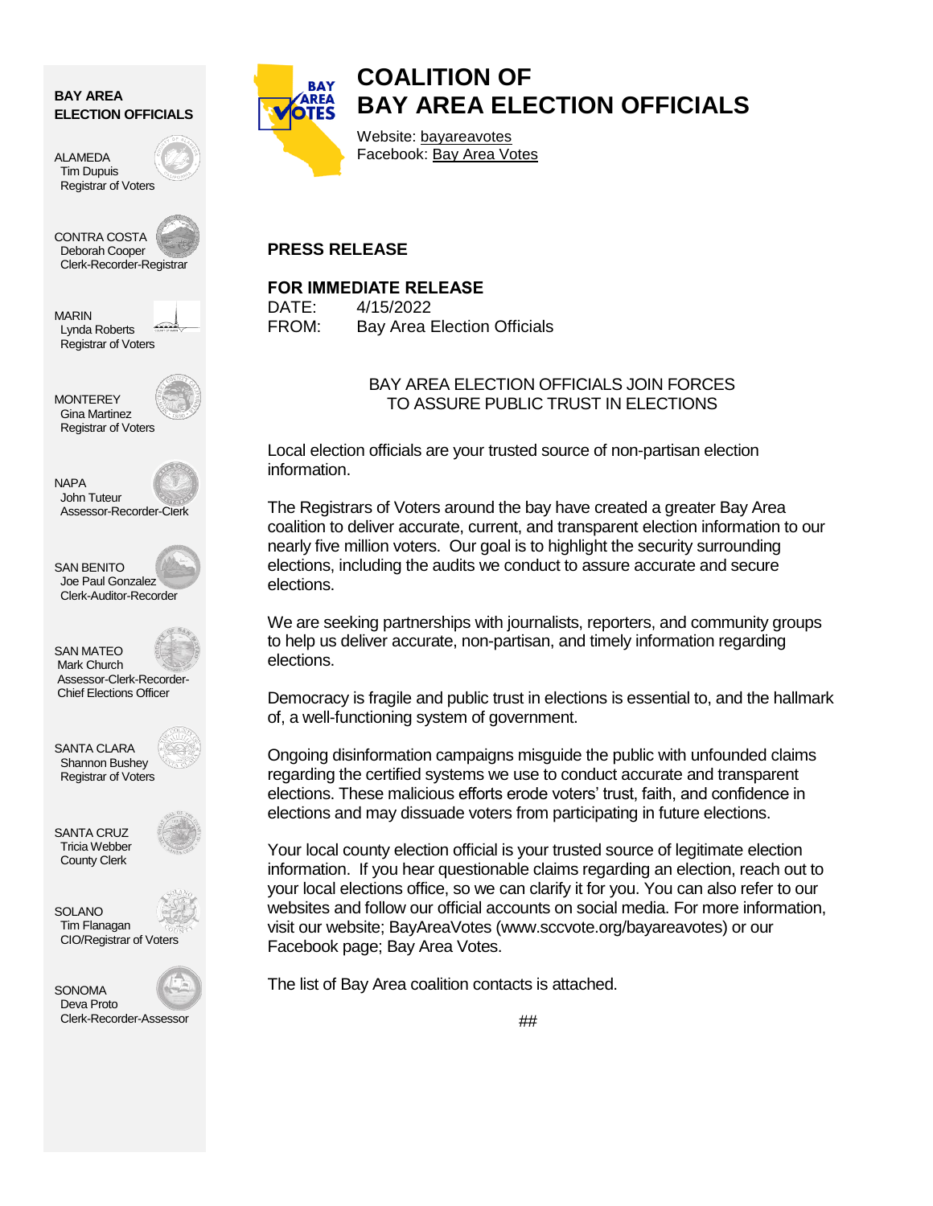**BAY AREA ELECTION OFFICIALS**

ALAMEDA
Tim Dupuis
Registrar of Voters

CONTRA COSTA
Deborah Cooper
Clerk-Recorder-Registrar

MARIN
Lynda Roberts
Registrar of Voters

MONTEREY
Gina Martinez
Registrar of Voters

NAPA
John Tuteur
Assessor-Recorder-Clerk

SAN BENITO
Joe Paul Gonzalez
Clerk-Auditor-Recorder

SAN MATEO
Mark Church
Assessor-Clerk-Recorder-Chief Elections Officer

SANTA CLARA
Shannon Bushey
Registrar of Voters

SANTA CRUZ
Tricia Webber
County Clerk

SOLANO
Tim Flanagan
CIO/Registrar of Voters

SONOMA
Deva Proto
Clerk-Recorder-Assessor

# COALITION OF BAY AREA ELECTION OFFICIALS

Website: bayareavotes
Facebook: Bay Area Votes

**PRESS RELEASE**

**FOR IMMEDIATE RELEASE**
DATE: 4/15/2022
FROM: Bay Area Election Officials

BAY AREA ELECTION OFFICIALS JOIN FORCES
TO ASSURE PUBLIC TRUST IN ELECTIONS

Local election officials are your trusted source of non-partisan election information.

The Registrars of Voters around the bay have created a greater Bay Area coalition to deliver accurate, current, and transparent election information to our nearly five million voters. Our goal is to highlight the security surrounding elections, including the audits we conduct to assure accurate and secure elections.

We are seeking partnerships with journalists, reporters, and community groups to help us deliver accurate, non-partisan, and timely information regarding elections.

Democracy is fragile and public trust in elections is essential to, and the hallmark of, a well-functioning system of government.

Ongoing disinformation campaigns misguide the public with unfounded claims regarding the certified systems we use to conduct accurate and transparent elections. These malicious efforts erode voters' trust, faith, and confidence in elections and may dissuade voters from participating in future elections.

Your local county election official is your trusted source of legitimate election information. If you hear questionable claims regarding an election, reach out to your local elections office, so we can clarify it for you. You can also refer to our websites and follow our official accounts on social media. For more information, visit our website; BayAreaVotes (www.sccvote.org/bayareavotes) or our Facebook page; Bay Area Votes.

The list of Bay Area coalition contacts is attached.

##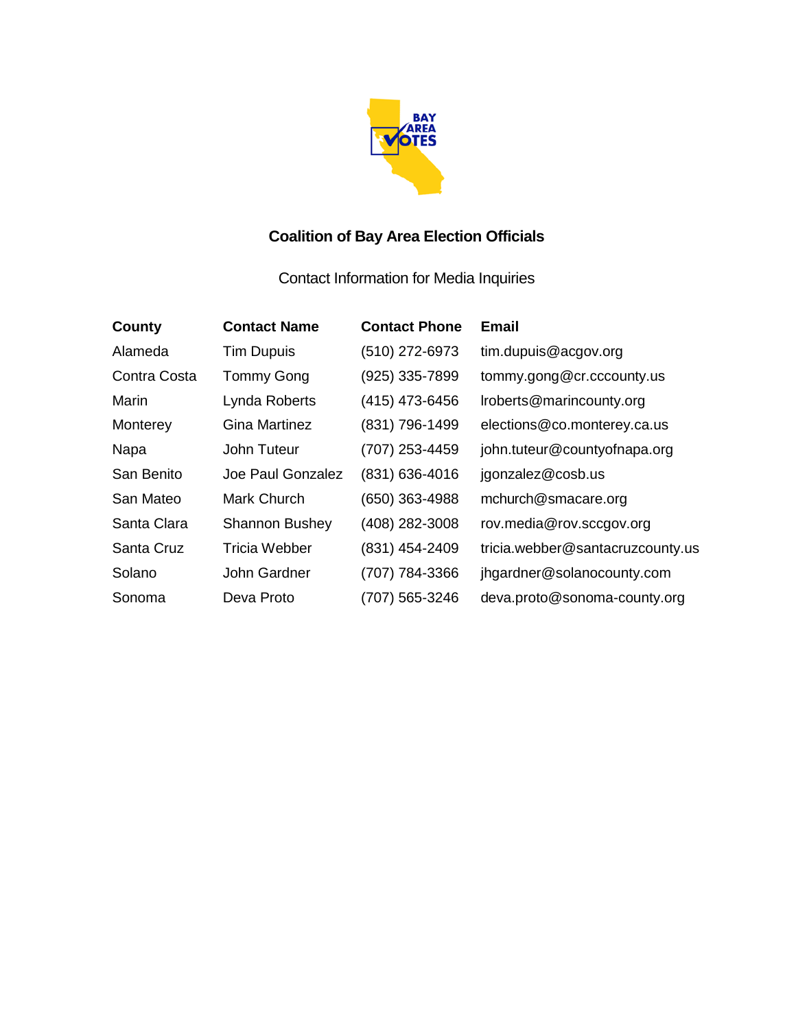## Coalition of Bay Area Election Officials

Contact Information for Media Inquiries

| County | Contact Name | Contact Phone | Email |
|---|---|---|---|
| Alameda | Tim Dupuis | (510) 272-6973 | tim.dupuis@acgov.org |
| Contra Costa | Tommy Gong | (925) 335-7899 | tommy.gong@cr.cccounty.us |
| Marin | Lynda Roberts | (415) 473-6456 | lroberts@marincounty.org |
| Monterey | Gina Martinez | (831) 796-1499 | elections@co.monterey.ca.us |
| Napa | John Tuteur | (707) 253-4459 | john.tuteur@countyofnapa.org |
| San Benito | Joe Paul Gonzalez | (831) 636-4016 | jgonzalez@cosb.us |
| San Mateo | Mark Church | (650) 363-4988 | mchurch@smacare.org |
| Santa Clara | Shannon Bushey | (408) 282-3008 | rov.media@rov.sccgov.org |
| Santa Cruz | Tricia Webber | (831) 454-2409 | tricia.webber@santacruzcounty.us |
| Solano | John Gardner | (707) 784-3366 | jhgardner@solanocounty.com |
| Sonoma | Deva Proto | (707) 565-3246 | deva.proto@sonoma-county.org |